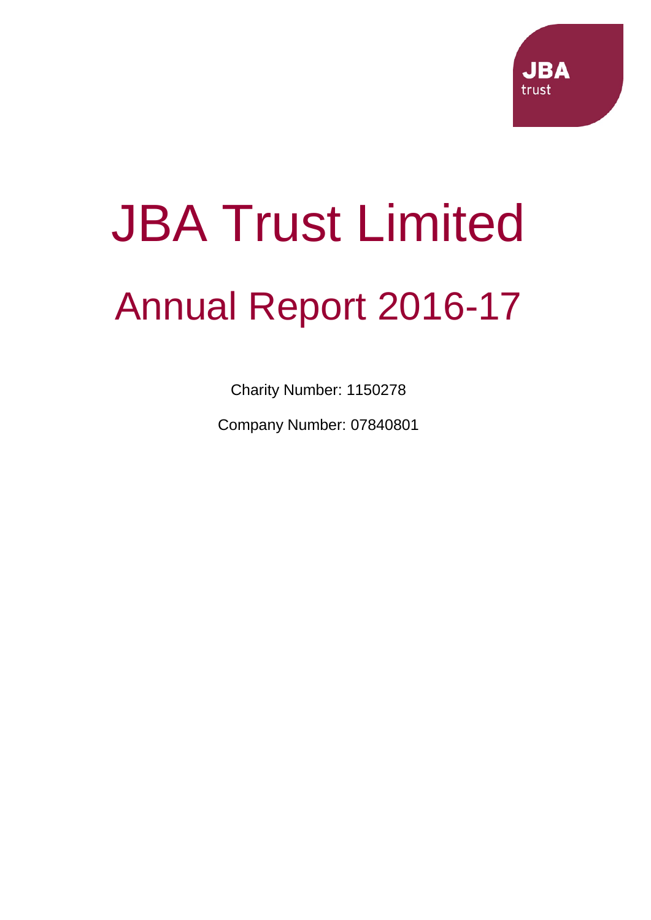# JBA Trust Limited

## Annual Report 2016-17

Charity Number: 1150278

Company Number: 07840801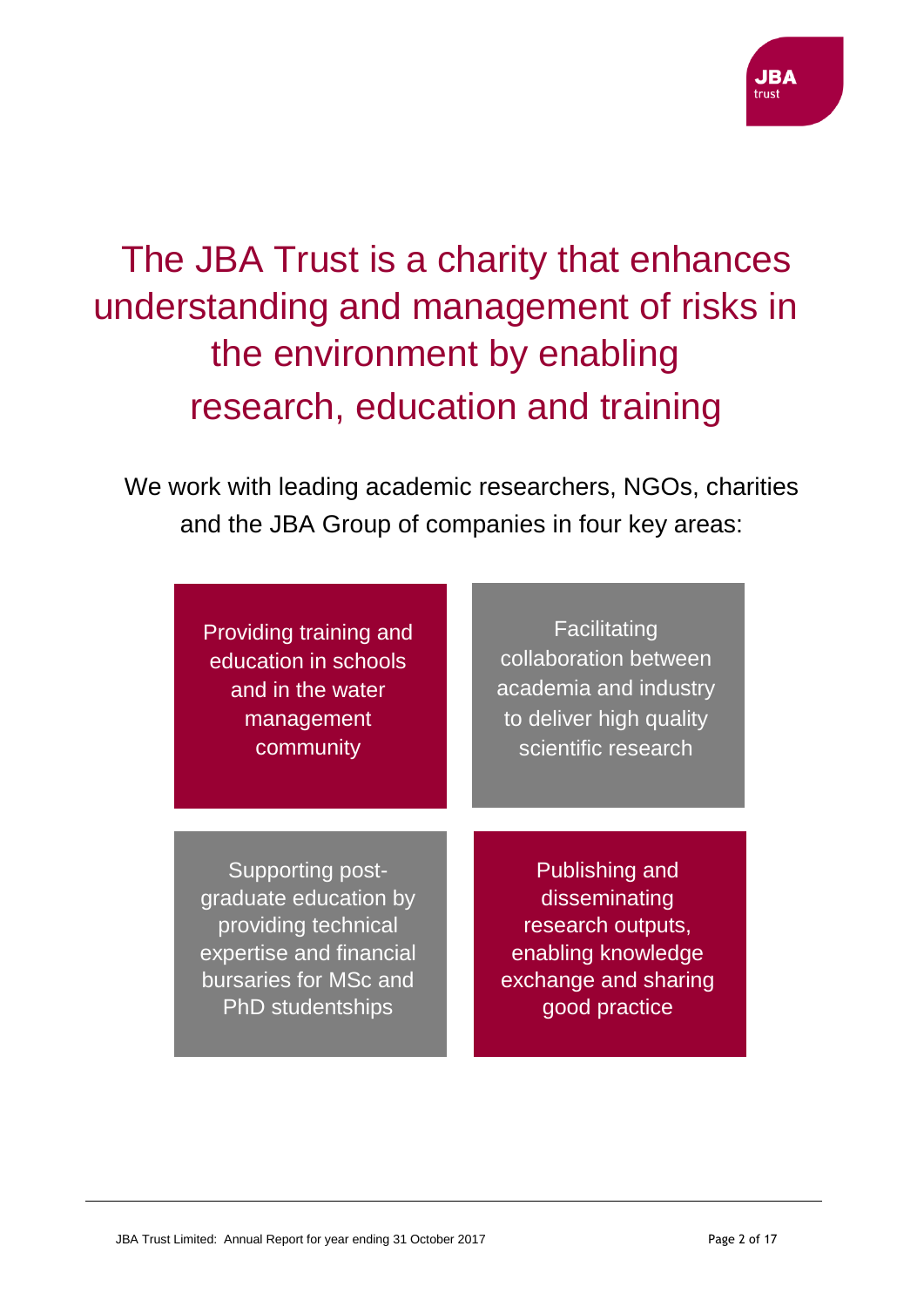# The JBA Trust is a charity that enhances understanding and management of risks in the environment by enabling research, education and training

We work with leading academic researchers, NGOs, charities and the JBA Group of companies in four key areas:

- Providing training and education in schools and in the water management community
- Facilitating collaboration between academia and industry to deliver high quality scientific research
- Supporting post-graduate education by providing technical expertise and financial bursaries for MSc and PhD studentships
- Publishing and disseminating research outputs, enabling knowledge exchange and sharing good practice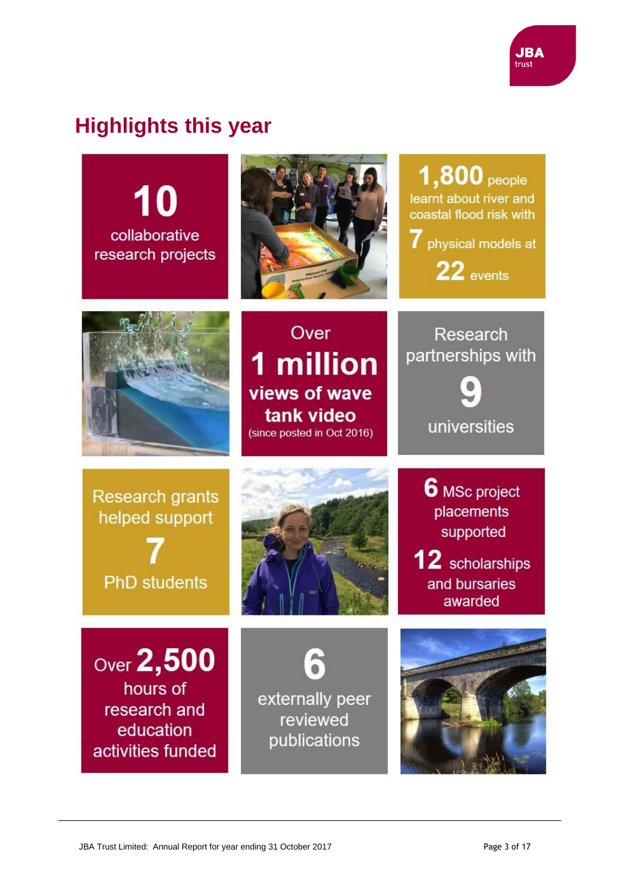# Highlights this year

**10** collaborative research projects

**1,800** people learnt about river and coastal flood risk with **7** physical models at **22** events

Over **1 million** views of wave tank video (since posted in Oct 2016)

Research partnerships with **9** universities

Research grants helped support **7** PhD students

**6** MSc project placements supported

**12** scholarships and bursaries awarded

Over **2,500** hours of research and education activities funded

**6** externally peer reviewed publications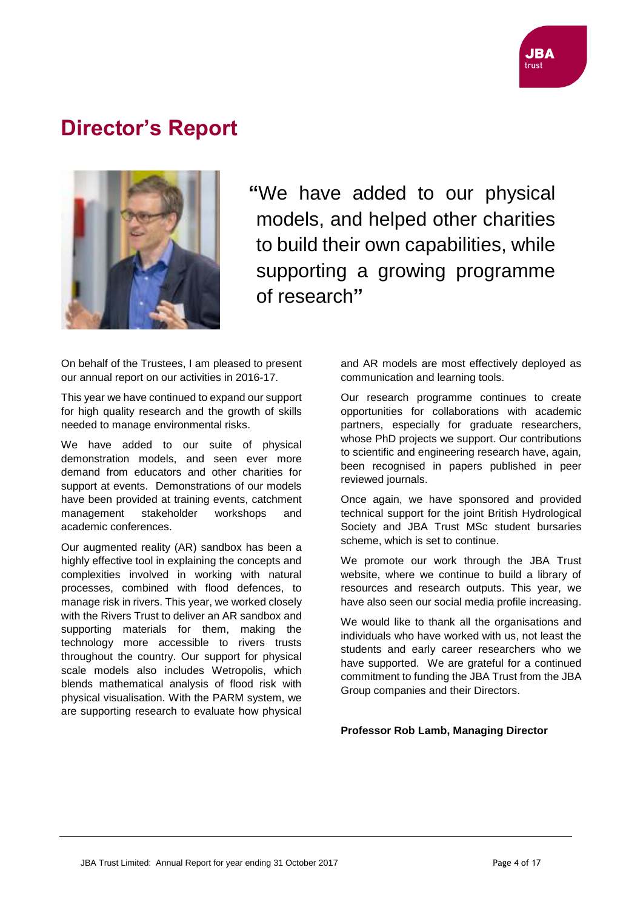# Director's Report

**"**We have added to our physical models, and helped other charities to build their own capabilities, while supporting a growing programme of research**"**

On behalf of the Trustees, I am pleased to present our annual report on our activities in 2016-17.

This year we have continued to expand our support for high quality research and the growth of skills needed to manage environmental risks.

We have added to our suite of physical demonstration models, and seen ever more demand from educators and other charities for support at events. Demonstrations of our models have been provided at training events, catchment management stakeholder workshops and academic conferences.

Our augmented reality (AR) sandbox has been a highly effective tool in explaining the concepts and complexities involved in working with natural processes, combined with flood defences, to manage risk in rivers. This year, we worked closely with the Rivers Trust to deliver an AR sandbox and supporting materials for them, making the technology more accessible to rivers trusts throughout the country. Our support for physical scale models also includes Wetropolis, which blends mathematical analysis of flood risk with physical visualisation. With the PARM system, we are supporting research to evaluate how physical and AR models are most effectively deployed as communication and learning tools.

Our research programme continues to create opportunities for collaborations with academic partners, especially for graduate researchers, whose PhD projects we support. Our contributions to scientific and engineering research have, again, been recognised in papers published in peer reviewed journals.

Once again, we have sponsored and provided technical support for the joint British Hydrological Society and JBA Trust MSc student bursaries scheme, which is set to continue.

We promote our work through the JBA Trust website, where we continue to build a library of resources and research outputs. This year, we have also seen our social media profile increasing.

We would like to thank all the organisations and individuals who have worked with us, not least the students and early career researchers who we have supported. We are grateful for a continued commitment to funding the JBA Trust from the JBA Group companies and their Directors.

**Professor Rob Lamb, Managing Director**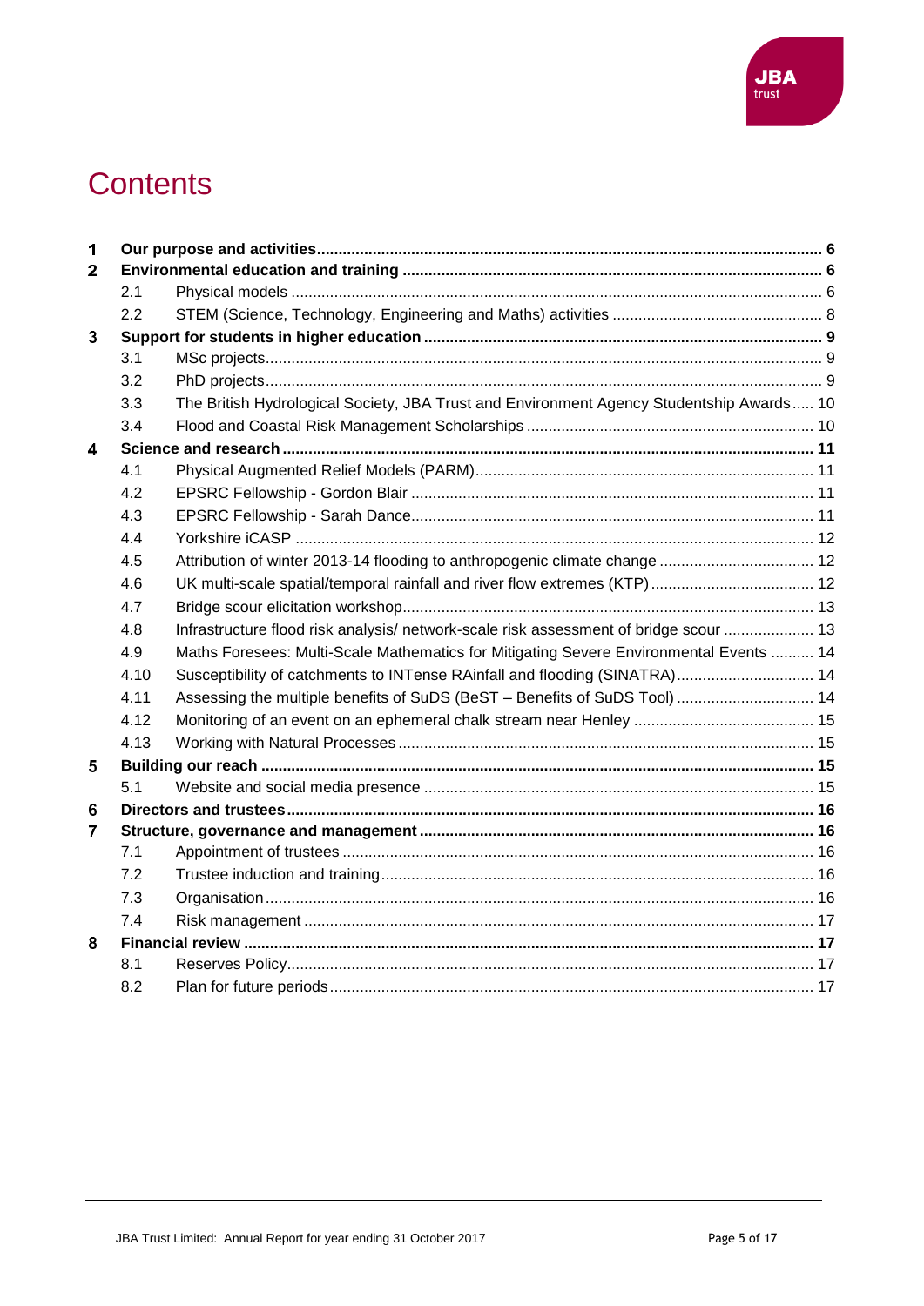# Contents

| | | | |
|---|---|---|---|
| **1** | **Our purpose and activities** | | **6** |
| **2** | **Environmental education and training** | | **6** |
| | 2.1 | Physical models | 6 |
| | 2.2 | STEM (Science, Technology, Engineering and Maths) activities | 8 |
| **3** | **Support for students in higher education** | | **9** |
| | 3.1 | MSc projects | 9 |
| | 3.2 | PhD projects | 9 |
| | 3.3 | The British Hydrological Society, JBA Trust and Environment Agency Studentship Awards | 10 |
| | 3.4 | Flood and Coastal Risk Management Scholarships | 10 |
| **4** | **Science and research** | | **11** |
| | 4.1 | Physical Augmented Relief Models (PARM) | 11 |
| | 4.2 | EPSRC Fellowship - Gordon Blair | 11 |
| | 4.3 | EPSRC Fellowship - Sarah Dance | 11 |
| | 4.4 | Yorkshire iCASP | 12 |
| | 4.5 | Attribution of winter 2013-14 flooding to anthropogenic climate change | 12 |
| | 4.6 | UK multi-scale spatial/temporal rainfall and river flow extremes (KTP) | 12 |
| | 4.7 | Bridge scour elicitation workshop | 13 |
| | 4.8 | Infrastructure flood risk analysis/ network-scale risk assessment of bridge scour | 13 |
| | 4.9 | Maths Foresees: Multi-Scale Mathematics for Mitigating Severe Environmental Events | 14 |
| | 4.10 | Susceptibility of catchments to INTense RAinfall and flooding (SINATRA) | 14 |
| | 4.11 | Assessing the multiple benefits of SuDS (BeST – Benefits of SuDS Tool) | 14 |
| | 4.12 | Monitoring of an event on an ephemeral chalk stream near Henley | 15 |
| | 4.13 | Working with Natural Processes | 15 |
| **5** | **Building our reach** | | **15** |
| | 5.1 | Website and social media presence | 15 |
| **6** | **Directors and trustees** | | **16** |
| **7** | **Structure, governance and management** | | **16** |
| | 7.1 | Appointment of trustees | 16 |
| | 7.2 | Trustee induction and training | 16 |
| | 7.3 | Organisation | 16 |
| | 7.4 | Risk management | 17 |
| **8** | **Financial review** | | **17** |
| | 8.1 | Reserves Policy | 17 |
| | 8.2 | Plan for future periods | 17 |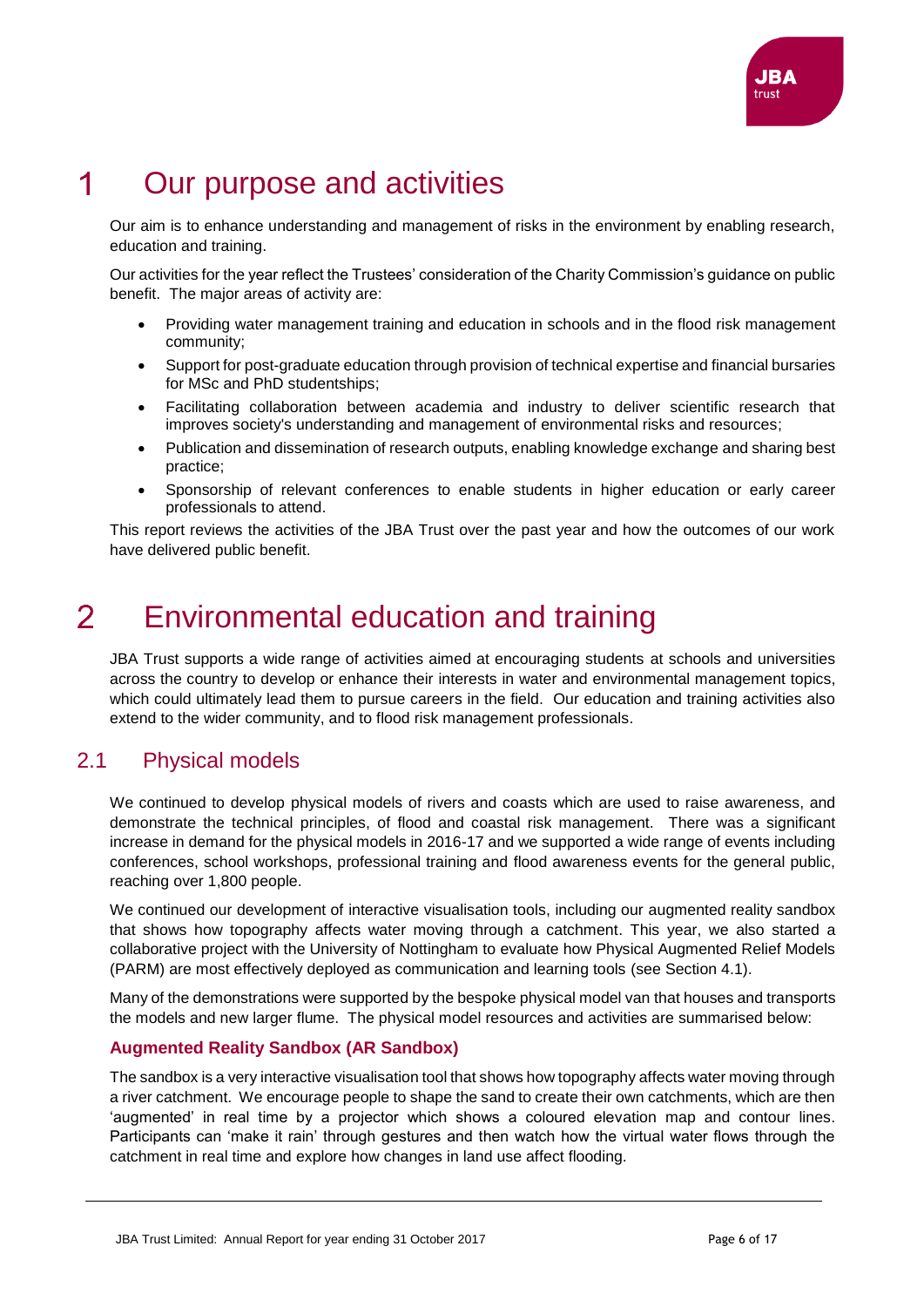# 1 Our purpose and activities

Our aim is to enhance understanding and management of risks in the environment by enabling research, education and training.

Our activities for the year reflect the Trustees' consideration of the Charity Commission's guidance on public benefit. The major areas of activity are:

- Providing water management training and education in schools and in the flood risk management community;
- Support for post-graduate education through provision of technical expertise and financial bursaries for MSc and PhD studentships;
- Facilitating collaboration between academia and industry to deliver scientific research that improves society's understanding and management of environmental risks and resources;
- Publication and dissemination of research outputs, enabling knowledge exchange and sharing best practice;
- Sponsorship of relevant conferences to enable students in higher education or early career professionals to attend.

This report reviews the activities of the JBA Trust over the past year and how the outcomes of our work have delivered public benefit.

# 2 Environmental education and training

JBA Trust supports a wide range of activities aimed at encouraging students at schools and universities across the country to develop or enhance their interests in water and environmental management topics, which could ultimately lead them to pursue careers in the field. Our education and training activities also extend to the wider community, and to flood risk management professionals.

## 2.1 Physical models

We continued to develop physical models of rivers and coasts which are used to raise awareness, and demonstrate the technical principles, of flood and coastal risk management. There was a significant increase in demand for the physical models in 2016-17 and we supported a wide range of events including conferences, school workshops, professional training and flood awareness events for the general public, reaching over 1,800 people.

We continued our development of interactive visualisation tools, including our augmented reality sandbox that shows how topography affects water moving through a catchment. This year, we also started a collaborative project with the University of Nottingham to evaluate how Physical Augmented Relief Models (PARM) are most effectively deployed as communication and learning tools (see Section 4.1).

Many of the demonstrations were supported by the bespoke physical model van that houses and transports the models and new larger flume. The physical model resources and activities are summarised below:

### Augmented Reality Sandbox (AR Sandbox)

The sandbox is a very interactive visualisation tool that shows how topography affects water moving through a river catchment. We encourage people to shape the sand to create their own catchments, which are then 'augmented' in real time by a projector which shows a coloured elevation map and contour lines. Participants can 'make it rain' through gestures and then watch how the virtual water flows through the catchment in real time and explore how changes in land use affect flooding.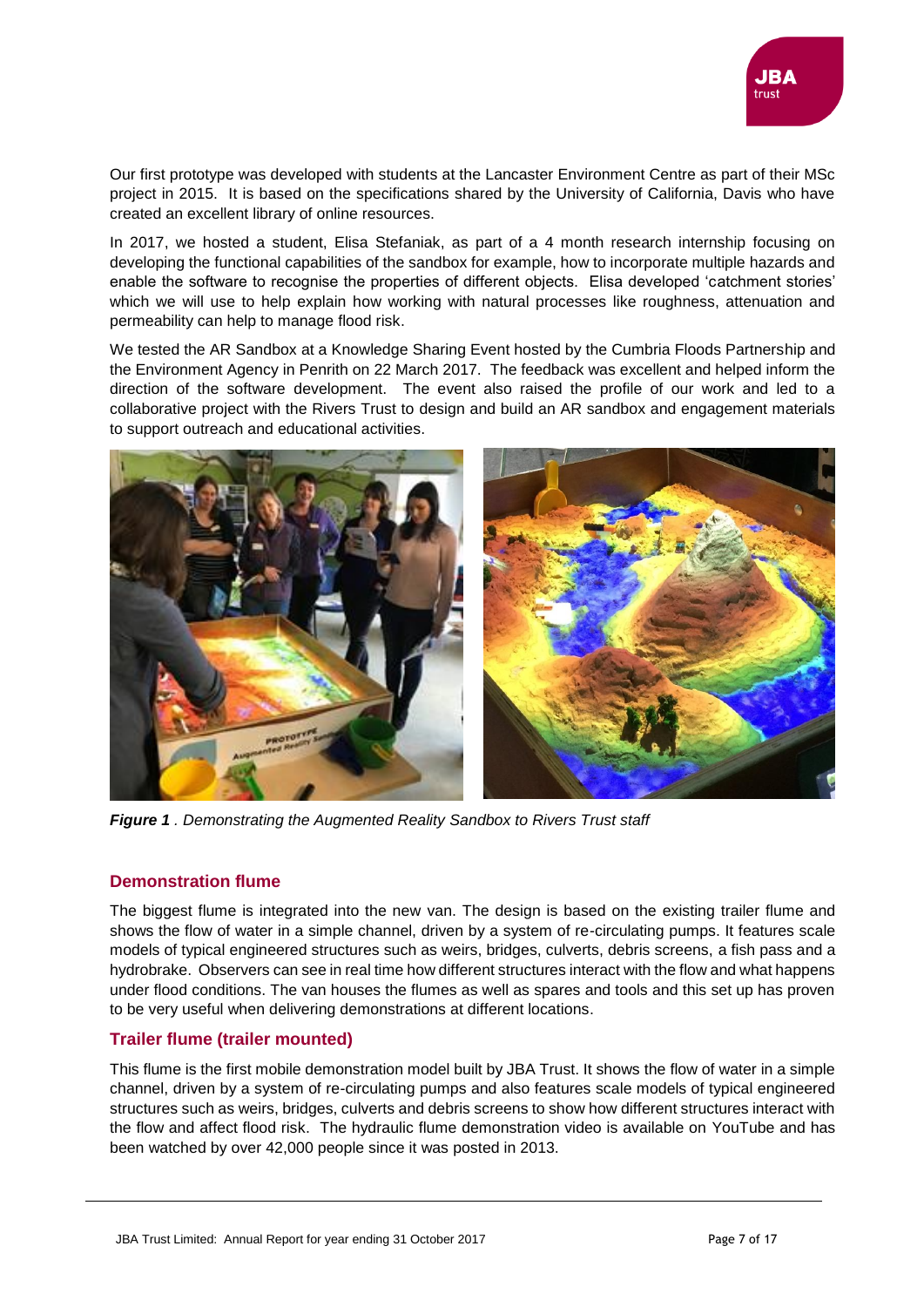Our first prototype was developed with students at the Lancaster Environment Centre as part of their MSc project in 2015. It is based on the specifications shared by the University of California, Davis who have created an excellent library of online resources.

In 2017, we hosted a student, Elisa Stefaniak, as part of a 4 month research internship focusing on developing the functional capabilities of the sandbox for example, how to incorporate multiple hazards and enable the software to recognise the properties of different objects. Elisa developed 'catchment stories' which we will use to help explain how working with natural processes like roughness, attenuation and permeability can help to manage flood risk.

We tested the AR Sandbox at a Knowledge Sharing Event hosted by the Cumbria Floods Partnership and the Environment Agency in Penrith on 22 March 2017. The feedback was excellent and helped inform the direction of the software development. The event also raised the profile of our work and led to a collaborative project with the Rivers Trust to design and build an AR sandbox and engagement materials to support outreach and educational activities.

***Figure 1** . Demonstrating the Augmented Reality Sandbox to Rivers Trust staff*

## Demonstration flume

The biggest flume is integrated into the new van. The design is based on the existing trailer flume and shows the flow of water in a simple channel, driven by a system of re-circulating pumps. It features scale models of typical engineered structures such as weirs, bridges, culverts, debris screens, a fish pass and a hydrobrake. Observers can see in real time how different structures interact with the flow and what happens under flood conditions. The van houses the flumes as well as spares and tools and this set up has proven to be very useful when delivering demonstrations at different locations.

## Trailer flume (trailer mounted)

This flume is the first mobile demonstration model built by JBA Trust. It shows the flow of water in a simple channel, driven by a system of re-circulating pumps and also features scale models of typical engineered structures such as weirs, bridges, culverts and debris screens to show how different structures interact with the flow and affect flood risk. The hydraulic flume demonstration video is available on YouTube and has been watched by over 42,000 people since it was posted in 2013.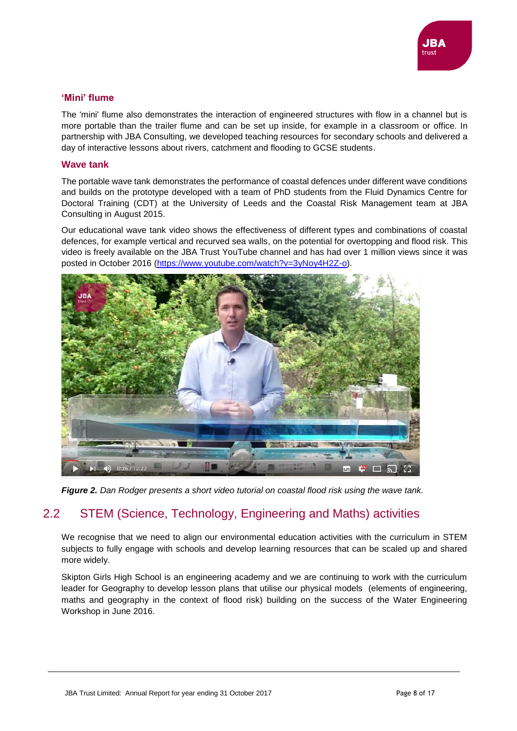### 'Mini' flume

The 'mini' flume also demonstrates the interaction of engineered structures with flow in a channel but is more portable than the trailer flume and can be set up inside, for example in a classroom or office. In partnership with JBA Consulting, we developed teaching resources for secondary schools and delivered a day of interactive lessons about rivers, catchment and flooding to GCSE students.

### Wave tank

The portable wave tank demonstrates the performance of coastal defences under different wave conditions and builds on the prototype developed with a team of PhD students from the Fluid Dynamics Centre for Doctoral Training (CDT) at the University of Leeds and the Coastal Risk Management team at JBA Consulting in August 2015.

Our educational wave tank video shows the effectiveness of different types and combinations of coastal defences, for example vertical and recurved sea walls, on the potential for overtopping and flood risk. This video is freely available on the JBA Trust YouTube channel and has had over 1 million views since it was posted in October 2016 (https://www.youtube.com/watch?v=3yNoy4H2Z-o).

***Figure 2.*** *Dan Rodger presents a short video tutorial on coastal flood risk using the wave tank.*

## 2.2 STEM (Science, Technology, Engineering and Maths) activities

We recognise that we need to align our environmental education activities with the curriculum in STEM subjects to fully engage with schools and develop learning resources that can be scaled up and shared more widely.

Skipton Girls High School is an engineering academy and we are continuing to work with the curriculum leader for Geography to develop lesson plans that utilise our physical models (elements of engineering, maths and geography in the context of flood risk) building on the success of the Water Engineering Workshop in June 2016.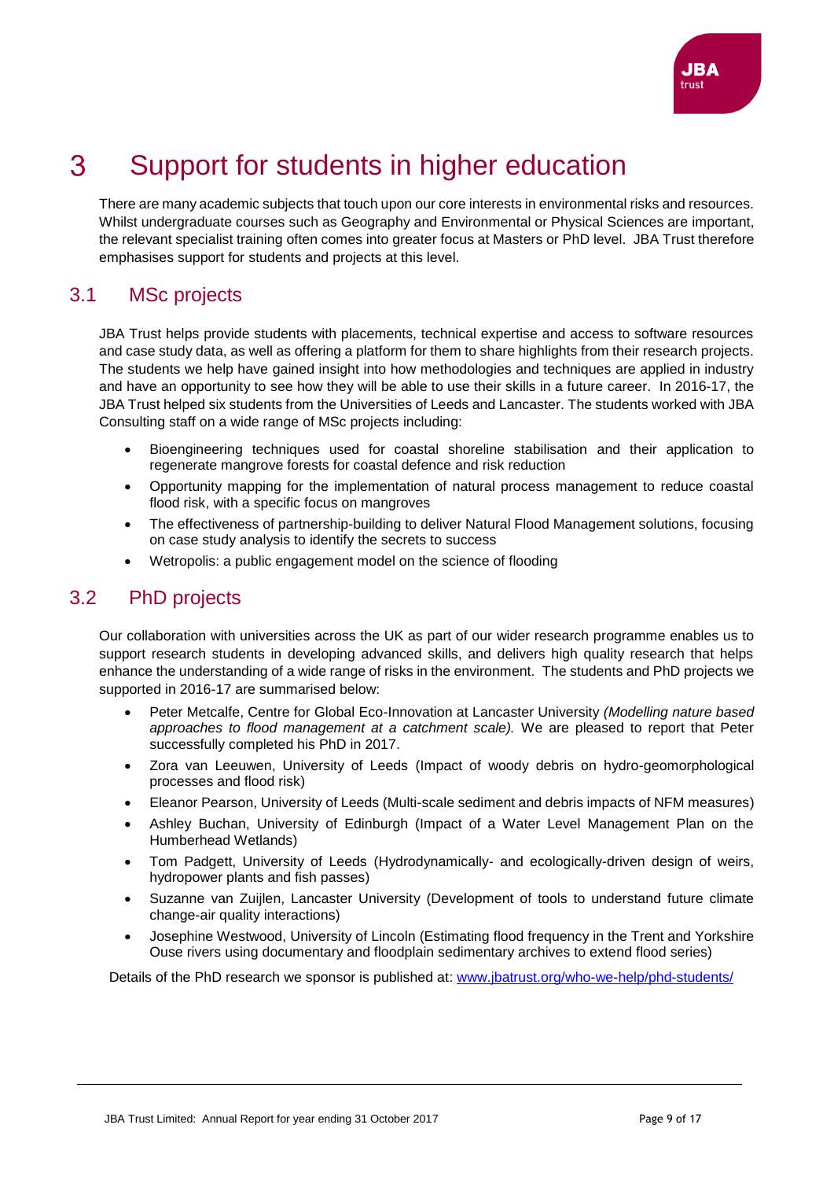# 3 Support for students in higher education

There are many academic subjects that touch upon our core interests in environmental risks and resources. Whilst undergraduate courses such as Geography and Environmental or Physical Sciences are important, the relevant specialist training often comes into greater focus at Masters or PhD level. JBA Trust therefore emphasises support for students and projects at this level.

## 3.1 MSc projects

JBA Trust helps provide students with placements, technical expertise and access to software resources and case study data, as well as offering a platform for them to share highlights from their research projects. The students we help have gained insight into how methodologies and techniques are applied in industry and have an opportunity to see how they will be able to use their skills in a future career. In 2016-17, the JBA Trust helped six students from the Universities of Leeds and Lancaster. The students worked with JBA Consulting staff on a wide range of MSc projects including:

- Bioengineering techniques used for coastal shoreline stabilisation and their application to regenerate mangrove forests for coastal defence and risk reduction
- Opportunity mapping for the implementation of natural process management to reduce coastal flood risk, with a specific focus on mangroves
- The effectiveness of partnership-building to deliver Natural Flood Management solutions, focusing on case study analysis to identify the secrets to success
- Wetropolis: a public engagement model on the science of flooding

## 3.2 PhD projects

Our collaboration with universities across the UK as part of our wider research programme enables us to support research students in developing advanced skills, and delivers high quality research that helps enhance the understanding of a wide range of risks in the environment. The students and PhD projects we supported in 2016-17 are summarised below:

- Peter Metcalfe, Centre for Global Eco-Innovation at Lancaster University *(Modelling nature based approaches to flood management at a catchment scale).* We are pleased to report that Peter successfully completed his PhD in 2017.
- Zora van Leeuwen, University of Leeds (Impact of woody debris on hydro-geomorphological processes and flood risk)
- Eleanor Pearson, University of Leeds (Multi-scale sediment and debris impacts of NFM measures)
- Ashley Buchan, University of Edinburgh (Impact of a Water Level Management Plan on the Humberhead Wetlands)
- Tom Padgett, University of Leeds (Hydrodynamically- and ecologically-driven design of weirs, hydropower plants and fish passes)
- Suzanne van Zuijlen, Lancaster University (Development of tools to understand future climate change-air quality interactions)
- Josephine Westwood, University of Lincoln (Estimating flood frequency in the Trent and Yorkshire Ouse rivers using documentary and floodplain sedimentary archives to extend flood series)

Details of the PhD research we sponsor is published at: [www.jbatrust.org/who-we-help/phd-students/](http://www.jbatrust.org/who-we-help/phd-students/)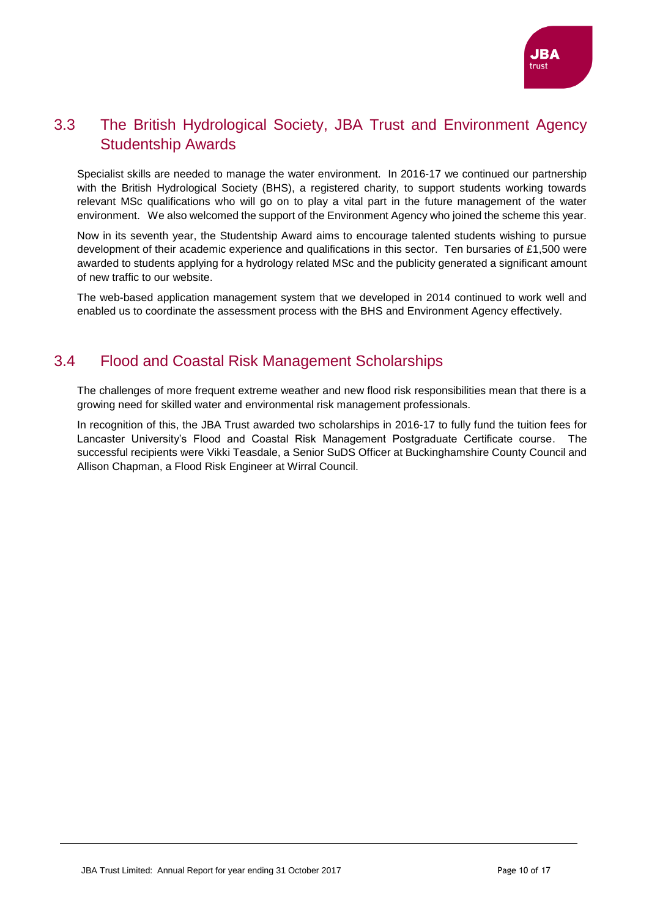## 3.3 The British Hydrological Society, JBA Trust and Environment Agency Studentship Awards

Specialist skills are needed to manage the water environment. In 2016-17 we continued our partnership with the British Hydrological Society (BHS), a registered charity, to support students working towards relevant MSc qualifications who will go on to play a vital part in the future management of the water environment. We also welcomed the support of the Environment Agency who joined the scheme this year.

Now in its seventh year, the Studentship Award aims to encourage talented students wishing to pursue development of their academic experience and qualifications in this sector. Ten bursaries of £1,500 were awarded to students applying for a hydrology related MSc and the publicity generated a significant amount of new traffic to our website.

The web-based application management system that we developed in 2014 continued to work well and enabled us to coordinate the assessment process with the BHS and Environment Agency effectively.

## 3.4 Flood and Coastal Risk Management Scholarships

The challenges of more frequent extreme weather and new flood risk responsibilities mean that there is a growing need for skilled water and environmental risk management professionals.

In recognition of this, the JBA Trust awarded two scholarships in 2016-17 to fully fund the tuition fees for Lancaster University's Flood and Coastal Risk Management Postgraduate Certificate course. The successful recipients were Vikki Teasdale, a Senior SuDS Officer at Buckinghamshire County Council and Allison Chapman, a Flood Risk Engineer at Wirral Council.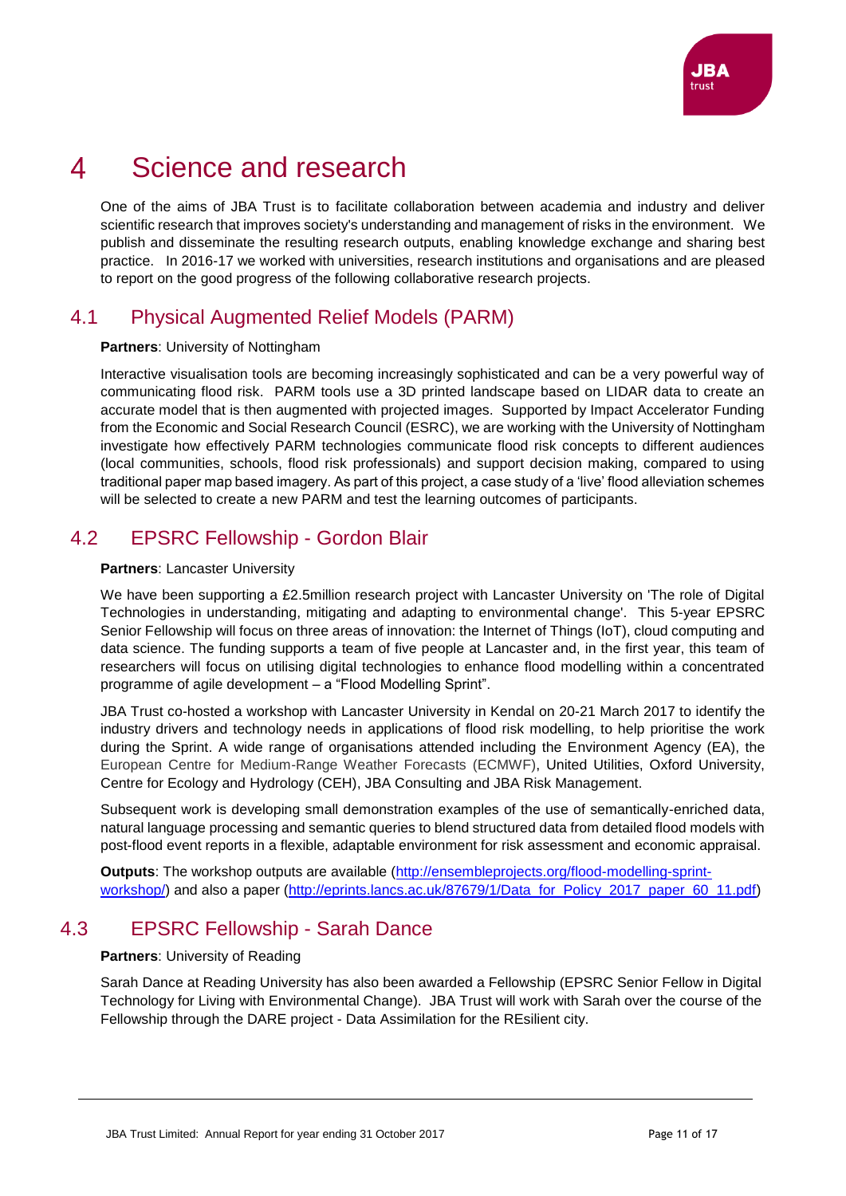# 4 Science and research

One of the aims of JBA Trust is to facilitate collaboration between academia and industry and deliver scientific research that improves society's understanding and management of risks in the environment. We publish and disseminate the resulting research outputs, enabling knowledge exchange and sharing best practice. In 2016-17 we worked with universities, research institutions and organisations and are pleased to report on the good progress of the following collaborative research projects.

## 4.1 Physical Augmented Relief Models (PARM)

**Partners**: University of Nottingham

Interactive visualisation tools are becoming increasingly sophisticated and can be a very powerful way of communicating flood risk. PARM tools use a 3D printed landscape based on LIDAR data to create an accurate model that is then augmented with projected images. Supported by Impact Accelerator Funding from the Economic and Social Research Council (ESRC), we are working with the University of Nottingham investigate how effectively PARM technologies communicate flood risk concepts to different audiences (local communities, schools, flood risk professionals) and support decision making, compared to using traditional paper map based imagery. As part of this project, a case study of a 'live' flood alleviation schemes will be selected to create a new PARM and test the learning outcomes of participants.

## 4.2 EPSRC Fellowship - Gordon Blair

**Partners**: Lancaster University

We have been supporting a £2.5million research project with Lancaster University on 'The role of Digital Technologies in understanding, mitigating and adapting to environmental change'. This 5-year EPSRC Senior Fellowship will focus on three areas of innovation: the Internet of Things (IoT), cloud computing and data science. The funding supports a team of five people at Lancaster and, in the first year, this team of researchers will focus on utilising digital technologies to enhance flood modelling within a concentrated programme of agile development – a "Flood Modelling Sprint".

JBA Trust co-hosted a workshop with Lancaster University in Kendal on 20-21 March 2017 to identify the industry drivers and technology needs in applications of flood risk modelling, to help prioritise the work during the Sprint. A wide range of organisations attended including the Environment Agency (EA), the European Centre for Medium-Range Weather Forecasts (ECMWF), United Utilities, Oxford University, Centre for Ecology and Hydrology (CEH), JBA Consulting and JBA Risk Management.

Subsequent work is developing small demonstration examples of the use of semantically-enriched data, natural language processing and semantic queries to blend structured data from detailed flood models with post-flood event reports in a flexible, adaptable environment for risk assessment and economic appraisal.

**Outputs**: The workshop outputs are available (http://ensembleprojects.org/flood-modelling-sprint-workshop/) and also a paper (http://eprints.lancs.ac.uk/87679/1/Data_for_Policy_2017_paper_60_11.pdf)

## 4.3 EPSRC Fellowship - Sarah Dance

**Partners**: University of Reading

Sarah Dance at Reading University has also been awarded a Fellowship (EPSRC Senior Fellow in Digital Technology for Living with Environmental Change). JBA Trust will work with Sarah over the course of the Fellowship through the DARE project - Data Assimilation for the REsilient city.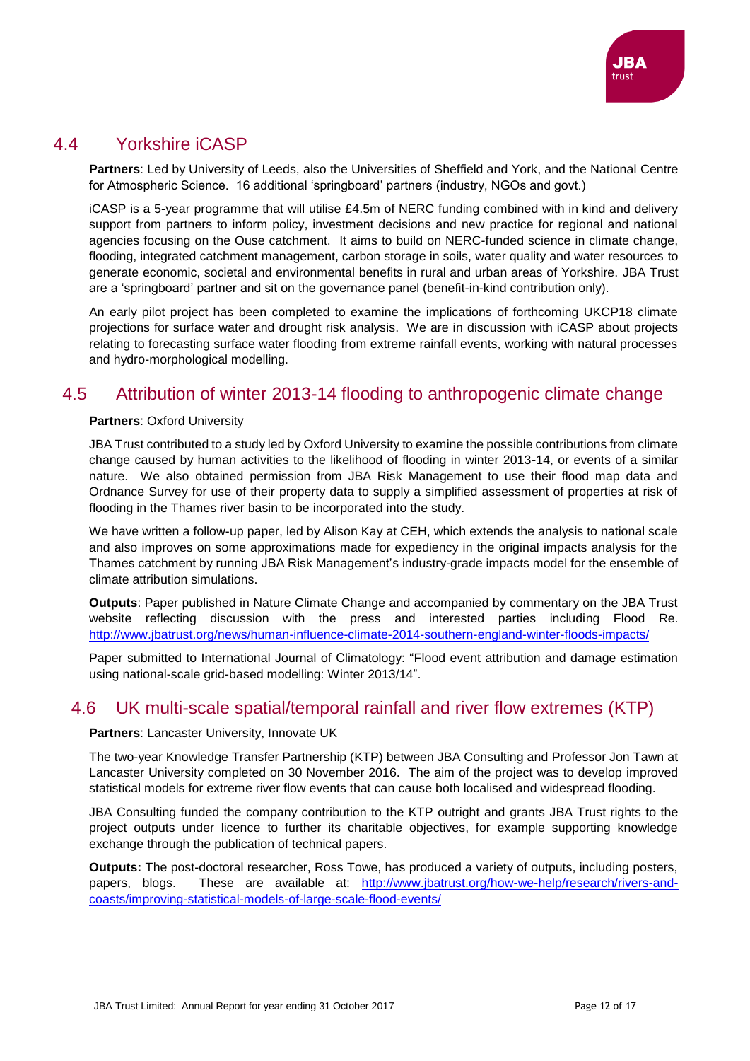## 4.4 Yorkshire iCASP

**Partners**: Led by University of Leeds, also the Universities of Sheffield and York, and the National Centre for Atmospheric Science. 16 additional 'springboard' partners (industry, NGOs and govt.)

iCASP is a 5-year programme that will utilise £4.5m of NERC funding combined with in kind and delivery support from partners to inform policy, investment decisions and new practice for regional and national agencies focusing on the Ouse catchment. It aims to build on NERC-funded science in climate change, flooding, integrated catchment management, carbon storage in soils, water quality and water resources to generate economic, societal and environmental benefits in rural and urban areas of Yorkshire. JBA Trust are a 'springboard' partner and sit on the governance panel (benefit-in-kind contribution only).

An early pilot project has been completed to examine the implications of forthcoming UKCP18 climate projections for surface water and drought risk analysis. We are in discussion with iCASP about projects relating to forecasting surface water flooding from extreme rainfall events, working with natural processes and hydro-morphological modelling.

## 4.5 Attribution of winter 2013-14 flooding to anthropogenic climate change

**Partners**: Oxford University

JBA Trust contributed to a study led by Oxford University to examine the possible contributions from climate change caused by human activities to the likelihood of flooding in winter 2013-14, or events of a similar nature. We also obtained permission from JBA Risk Management to use their flood map data and Ordnance Survey for use of their property data to supply a simplified assessment of properties at risk of flooding in the Thames river basin to be incorporated into the study.

We have written a follow-up paper, led by Alison Kay at CEH, which extends the analysis to national scale and also improves on some approximations made for expediency in the original impacts analysis for the Thames catchment by running JBA Risk Management's industry-grade impacts model for the ensemble of climate attribution simulations.

**Outputs**: Paper published in Nature Climate Change and accompanied by commentary on the JBA Trust website reflecting discussion with the press and interested parties including Flood Re. http://www.jbatrust.org/news/human-influence-climate-2014-southern-england-winter-floods-impacts/

Paper submitted to International Journal of Climatology: "Flood event attribution and damage estimation using national-scale grid-based modelling: Winter 2013/14".

## 4.6 UK multi-scale spatial/temporal rainfall and river flow extremes (KTP)

**Partners**: Lancaster University, Innovate UK

The two-year Knowledge Transfer Partnership (KTP) between JBA Consulting and Professor Jon Tawn at Lancaster University completed on 30 November 2016. The aim of the project was to develop improved statistical models for extreme river flow events that can cause both localised and widespread flooding.

JBA Consulting funded the company contribution to the KTP outright and grants JBA Trust rights to the project outputs under licence to further its charitable objectives, for example supporting knowledge exchange through the publication of technical papers.

**Outputs:** The post-doctoral researcher, Ross Towe, has produced a variety of outputs, including posters, papers, blogs. These are available at: http://www.jbatrust.org/how-we-help/research/rivers-and-coasts/improving-statistical-models-of-large-scale-flood-events/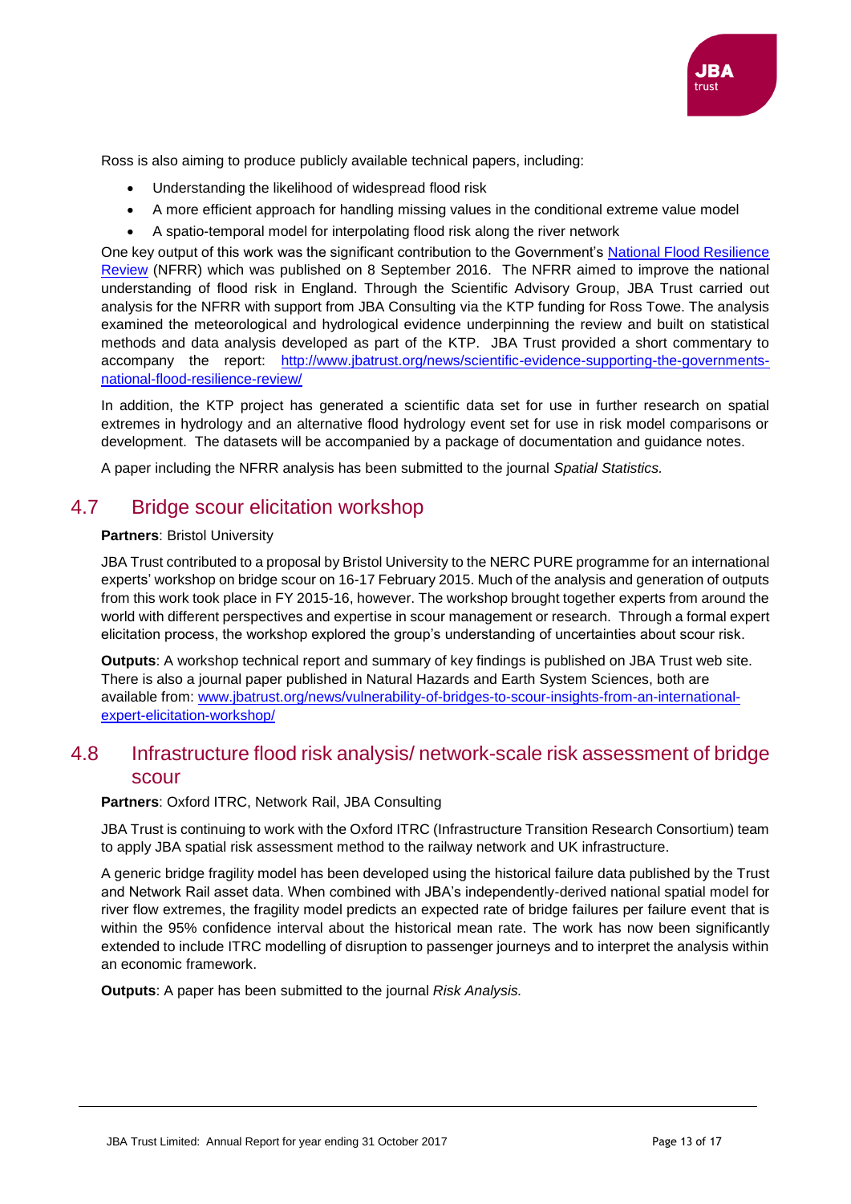Ross is also aiming to produce publicly available technical papers, including:

- Understanding the likelihood of widespread flood risk
- A more efficient approach for handling missing values in the conditional extreme value model
- A spatio-temporal model for interpolating flood risk along the river network

One key output of this work was the significant contribution to the Government's National Flood Resilience Review (NFRR) which was published on 8 September 2016. The NFRR aimed to improve the national understanding of flood risk in England. Through the Scientific Advisory Group, JBA Trust carried out analysis for the NFRR with support from JBA Consulting via the KTP funding for Ross Towe. The analysis examined the meteorological and hydrological evidence underpinning the review and built on statistical methods and data analysis developed as part of the KTP. JBA Trust provided a short commentary to accompany the report: http://www.jbatrust.org/news/scientific-evidence-supporting-the-governments-national-flood-resilience-review/

In addition, the KTP project has generated a scientific data set for use in further research on spatial extremes in hydrology and an alternative flood hydrology event set for use in risk model comparisons or development. The datasets will be accompanied by a package of documentation and guidance notes.

A paper including the NFRR analysis has been submitted to the journal *Spatial Statistics.*

## 4.7 Bridge scour elicitation workshop

**Partners**: Bristol University

JBA Trust contributed to a proposal by Bristol University to the NERC PURE programme for an international experts' workshop on bridge scour on 16-17 February 2015. Much of the analysis and generation of outputs from this work took place in FY 2015-16, however. The workshop brought together experts from around the world with different perspectives and expertise in scour management or research. Through a formal expert elicitation process, the workshop explored the group's understanding of uncertainties about scour risk.

**Outputs**: A workshop technical report and summary of key findings is published on JBA Trust web site. There is also a journal paper published in Natural Hazards and Earth System Sciences, both are available from: www.jbatrust.org/news/vulnerability-of-bridges-to-scour-insights-from-an-international-expert-elicitation-workshop/

## 4.8 Infrastructure flood risk analysis/ network-scale risk assessment of bridge scour

**Partners**: Oxford ITRC, Network Rail, JBA Consulting

JBA Trust is continuing to work with the Oxford ITRC (Infrastructure Transition Research Consortium) team to apply JBA spatial risk assessment method to the railway network and UK infrastructure.

A generic bridge fragility model has been developed using the historical failure data published by the Trust and Network Rail asset data. When combined with JBA's independently-derived national spatial model for river flow extremes, the fragility model predicts an expected rate of bridge failures per failure event that is within the 95% confidence interval about the historical mean rate. The work has now been significantly extended to include ITRC modelling of disruption to passenger journeys and to interpret the analysis within an economic framework.

**Outputs**: A paper has been submitted to the journal *Risk Analysis.*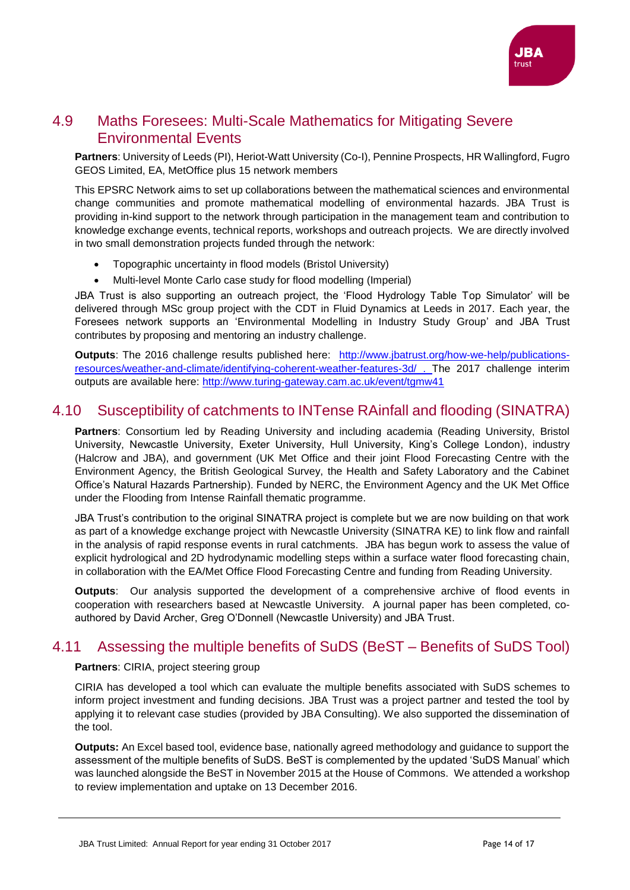## 4.9 Maths Foresees: Multi-Scale Mathematics for Mitigating Severe Environmental Events

**Partners**: University of Leeds (PI), Heriot-Watt University (Co-I), Pennine Prospects, HR Wallingford, Fugro GEOS Limited, EA, MetOffice plus 15 network members

This EPSRC Network aims to set up collaborations between the mathematical sciences and environmental change communities and promote mathematical modelling of environmental hazards. JBA Trust is providing in-kind support to the network through participation in the management team and contribution to knowledge exchange events, technical reports, workshops and outreach projects. We are directly involved in two small demonstration projects funded through the network:

- Topographic uncertainty in flood models (Bristol University)
- Multi-level Monte Carlo case study for flood modelling (Imperial)

JBA Trust is also supporting an outreach project, the 'Flood Hydrology Table Top Simulator' will be delivered through MSc group project with the CDT in Fluid Dynamics at Leeds in 2017. Each year, the Foresees network supports an 'Environmental Modelling in Industry Study Group' and JBA Trust contributes by proposing and mentoring an industry challenge.

**Outputs**: The 2016 challenge results published here: http://www.jbatrust.org/how-we-help/publications-resources/weather-and-climate/identifying-coherent-weather-features-3d/ . The 2017 challenge interim outputs are available here: http://www.turing-gateway.cam.ac.uk/event/tgmw41

## 4.10 Susceptibility of catchments to INTense RAinfall and flooding (SINATRA)

**Partners**: Consortium led by Reading University and including academia (Reading University, Bristol University, Newcastle University, Exeter University, Hull University, King's College London), industry (Halcrow and JBA), and government (UK Met Office and their joint Flood Forecasting Centre with the Environment Agency, the British Geological Survey, the Health and Safety Laboratory and the Cabinet Office's Natural Hazards Partnership). Funded by NERC, the Environment Agency and the UK Met Office under the Flooding from Intense Rainfall thematic programme.

JBA Trust's contribution to the original SINATRA project is complete but we are now building on that work as part of a knowledge exchange project with Newcastle University (SINATRA KE) to link flow and rainfall in the analysis of rapid response events in rural catchments. JBA has begun work to assess the value of explicit hydrological and 2D hydrodynamic modelling steps within a surface water flood forecasting chain, in collaboration with the EA/Met Office Flood Forecasting Centre and funding from Reading University.

**Outputs**: Our analysis supported the development of a comprehensive archive of flood events in cooperation with researchers based at Newcastle University. A journal paper has been completed, co-authored by David Archer, Greg O'Donnell (Newcastle University) and JBA Trust.

## 4.11 Assessing the multiple benefits of SuDS (BeST – Benefits of SuDS Tool)

**Partners**: CIRIA, project steering group

CIRIA has developed a tool which can evaluate the multiple benefits associated with SuDS schemes to inform project investment and funding decisions. JBA Trust was a project partner and tested the tool by applying it to relevant case studies (provided by JBA Consulting). We also supported the dissemination of the tool.

**Outputs:** An Excel based tool, evidence base, nationally agreed methodology and guidance to support the assessment of the multiple benefits of SuDS. BeST is complemented by the updated 'SuDS Manual' which was launched alongside the BeST in November 2015 at the House of Commons. We attended a workshop to review implementation and uptake on 13 December 2016.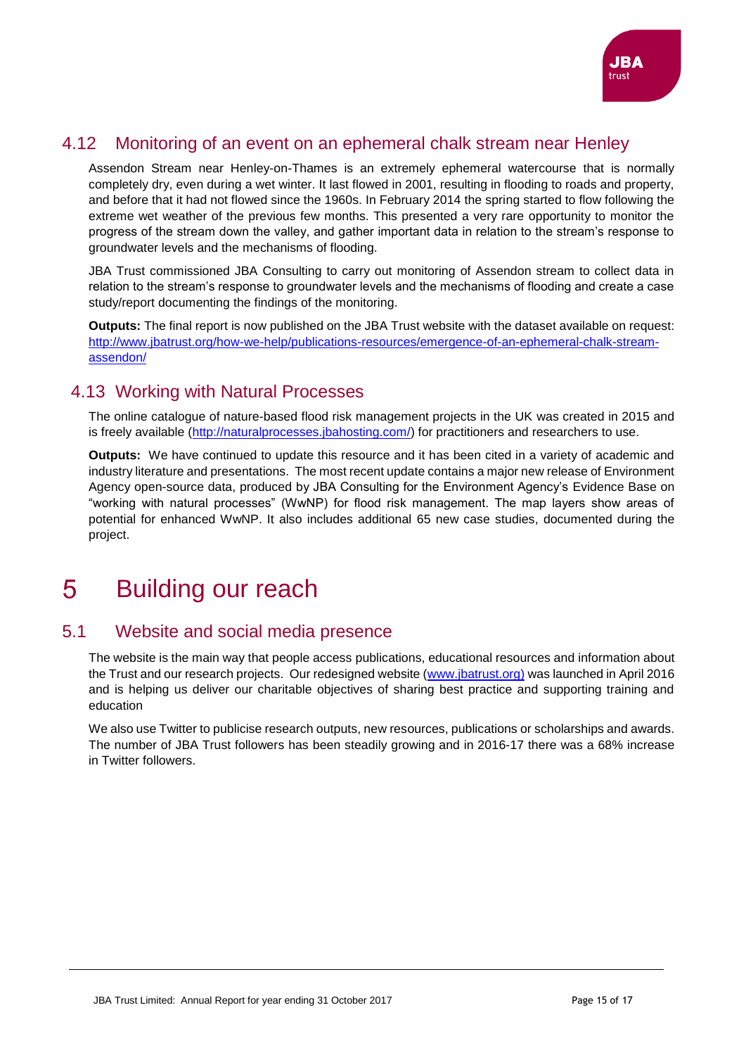## 4.12 Monitoring of an event on an ephemeral chalk stream near Henley

Assendon Stream near Henley-on-Thames is an extremely ephemeral watercourse that is normally completely dry, even during a wet winter. It last flowed in 2001, resulting in flooding to roads and property, and before that it had not flowed since the 1960s. In February 2014 the spring started to flow following the extreme wet weather of the previous few months. This presented a very rare opportunity to monitor the progress of the stream down the valley, and gather important data in relation to the stream's response to groundwater levels and the mechanisms of flooding.

JBA Trust commissioned JBA Consulting to carry out monitoring of Assendon stream to collect data in relation to the stream's response to groundwater levels and the mechanisms of flooding and create a case study/report documenting the findings of the monitoring.

**Outputs:** The final report is now published on the JBA Trust website with the dataset available on request: http://www.jbatrust.org/how-we-help/publications-resources/emergence-of-an-ephemeral-chalk-stream-assendon/

## 4.13 Working with Natural Processes

The online catalogue of nature-based flood risk management projects in the UK was created in 2015 and is freely available (http://naturalprocesses.jbahosting.com/) for practitioners and researchers to use.

**Outputs:** We have continued to update this resource and it has been cited in a variety of academic and industry literature and presentations. The most recent update contains a major new release of Environment Agency open-source data, produced by JBA Consulting for the Environment Agency's Evidence Base on "working with natural processes" (WwNP) for flood risk management. The map layers show areas of potential for enhanced WwNP. It also includes additional 65 new case studies, documented during the project.

# 5 Building our reach

## 5.1 Website and social media presence

The website is the main way that people access publications, educational resources and information about the Trust and our research projects. Our redesigned website (www.jbatrust.org) was launched in April 2016 and is helping us deliver our charitable objectives of sharing best practice and supporting training and education

We also use Twitter to publicise research outputs, new resources, publications or scholarships and awards. The number of JBA Trust followers has been steadily growing and in 2016-17 there was a 68% increase in Twitter followers.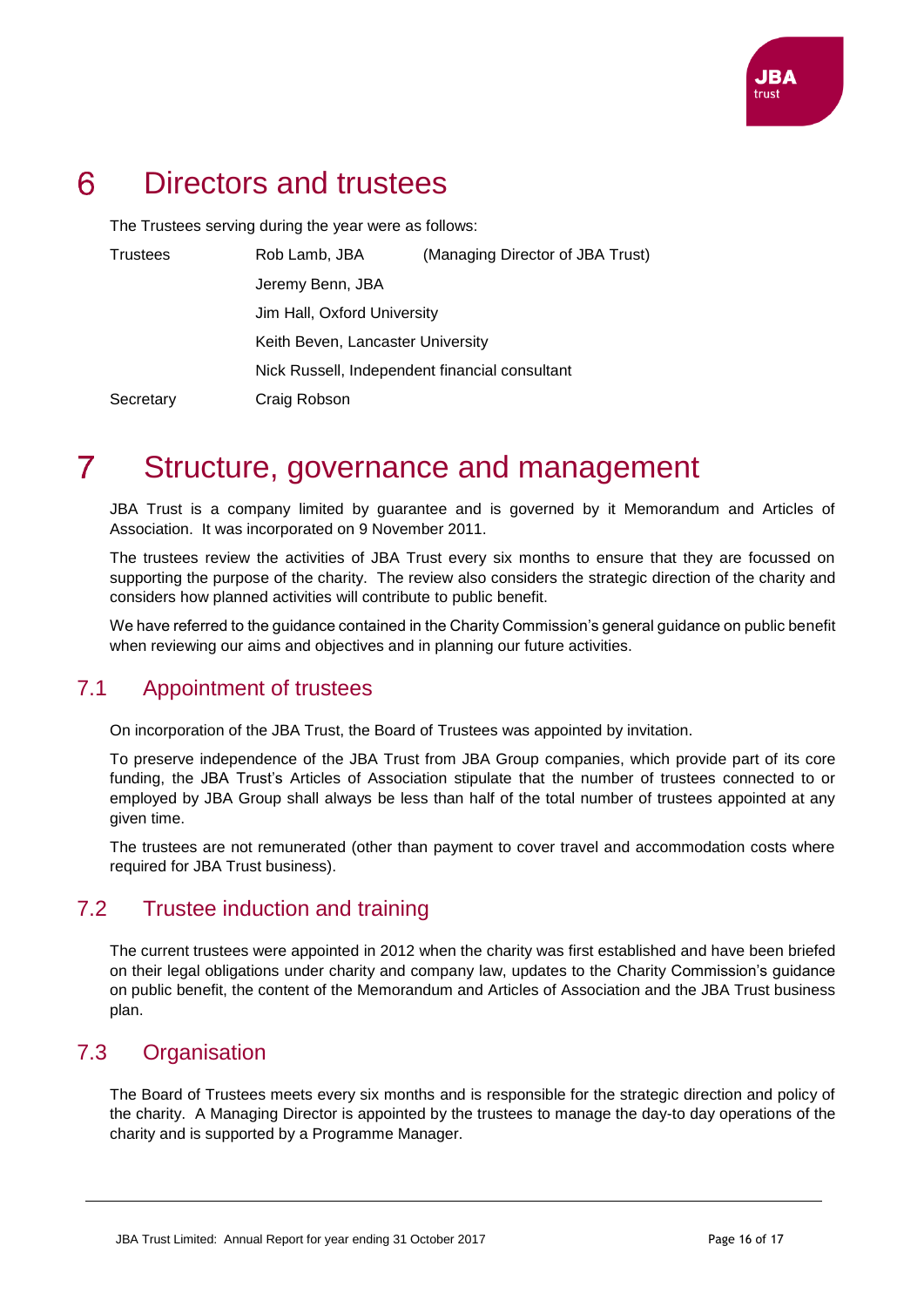# 6 Directors and trustees

The Trustees serving during the year were as follows:

| | | |
|---|---|---|
| Trustees | Rob Lamb, JBA | (Managing Director of JBA Trust) |
| | Jeremy Benn, JBA | |
| | Jim Hall, Oxford University | |
| | Keith Beven, Lancaster University | |
| | Nick Russell, Independent financial consultant | |
| Secretary | Craig Robson | |

# 7 Structure, governance and management

JBA Trust is a company limited by guarantee and is governed by it Memorandum and Articles of Association. It was incorporated on 9 November 2011.

The trustees review the activities of JBA Trust every six months to ensure that they are focussed on supporting the purpose of the charity. The review also considers the strategic direction of the charity and considers how planned activities will contribute to public benefit.

We have referred to the guidance contained in the Charity Commission's general guidance on public benefit when reviewing our aims and objectives and in planning our future activities.

## 7.1 Appointment of trustees

On incorporation of the JBA Trust, the Board of Trustees was appointed by invitation.

To preserve independence of the JBA Trust from JBA Group companies, which provide part of its core funding, the JBA Trust's Articles of Association stipulate that the number of trustees connected to or employed by JBA Group shall always be less than half of the total number of trustees appointed at any given time.

The trustees are not remunerated (other than payment to cover travel and accommodation costs where required for JBA Trust business).

## 7.2 Trustee induction and training

The current trustees were appointed in 2012 when the charity was first established and have been briefed on their legal obligations under charity and company law, updates to the Charity Commission's guidance on public benefit, the content of the Memorandum and Articles of Association and the JBA Trust business plan.

## 7.3 Organisation

The Board of Trustees meets every six months and is responsible for the strategic direction and policy of the charity. A Managing Director is appointed by the trustees to manage the day-to day operations of the charity and is supported by a Programme Manager.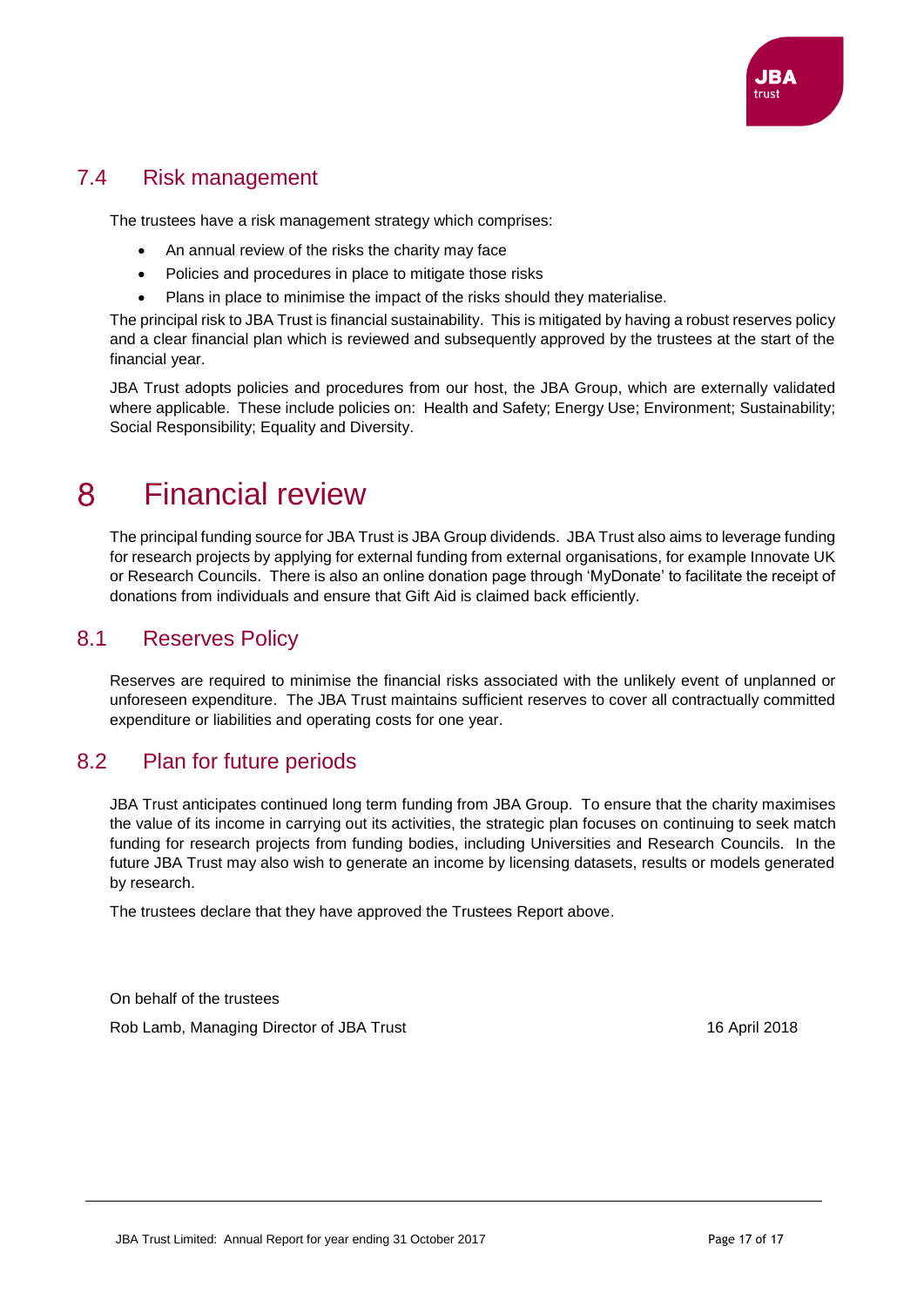## 7.4 Risk management

The trustees have a risk management strategy which comprises:

- An annual review of the risks the charity may face
- Policies and procedures in place to mitigate those risks
- Plans in place to minimise the impact of the risks should they materialise.

The principal risk to JBA Trust is financial sustainability. This is mitigated by having a robust reserves policy and a clear financial plan which is reviewed and subsequently approved by the trustees at the start of the financial year.

JBA Trust adopts policies and procedures from our host, the JBA Group, which are externally validated where applicable. These include policies on: Health and Safety; Energy Use; Environment; Sustainability; Social Responsibility; Equality and Diversity.

# 8 Financial review

The principal funding source for JBA Trust is JBA Group dividends. JBA Trust also aims to leverage funding for research projects by applying for external funding from external organisations, for example Innovate UK or Research Councils. There is also an online donation page through 'MyDonate' to facilitate the receipt of donations from individuals and ensure that Gift Aid is claimed back efficiently.

## 8.1 Reserves Policy

Reserves are required to minimise the financial risks associated with the unlikely event of unplanned or unforeseen expenditure. The JBA Trust maintains sufficient reserves to cover all contractually committed expenditure or liabilities and operating costs for one year.

## 8.2 Plan for future periods

JBA Trust anticipates continued long term funding from JBA Group. To ensure that the charity maximises the value of its income in carrying out its activities, the strategic plan focuses on continuing to seek match funding for research projects from funding bodies, including Universities and Research Councils. In the future JBA Trust may also wish to generate an income by licensing datasets, results or models generated by research.

The trustees declare that they have approved the Trustees Report above.

On behalf of the trustees

Rob Lamb, Managing Director of JBA Trust — 16 April 2018